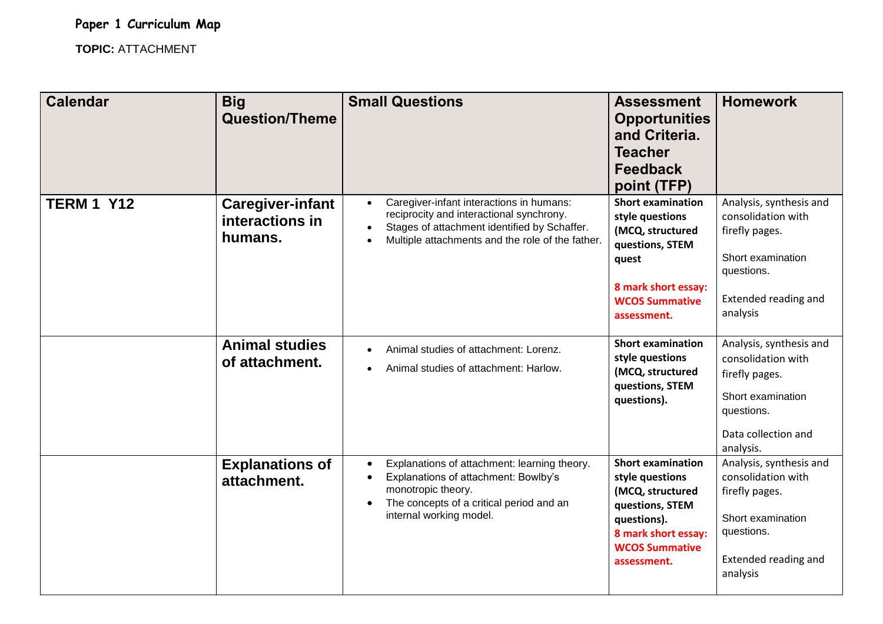**Paper 1 Curriculum Map**

**TOPIC:** ATTACHMENT

| Calendar | Big Question/Theme | Small Questions | Assessment Opportunities and Criteria. Teacher Feedback point (TFP) | Homework |
|---|---|---|---|---|
| **TERM 1 Y12** | **Caregiver-infant interactions in humans.** | • Caregiver-infant interactions in humans: reciprocity and interactional synchrony.<br>• Stages of attachment identified by Schaffer.<br>• Multiple attachments and the role of the father. | **Short examination style questions (MCQ, structured questions, STEM quest**<br><br>**8 mark short essay: WCOS Summative assessment.** | Analysis, synthesis and consolidation with firefly pages.<br><br>Short examination questions.<br><br>Extended reading and analysis |
| | **Animal studies of attachment.** | • Animal studies of attachment: Lorenz.<br>• Animal studies of attachment: Harlow. | **Short examination style questions (MCQ, structured questions, STEM questions).** | Analysis, synthesis and consolidation with firefly pages.<br><br>Short examination questions.<br><br>Data collection and analysis. |
| | **Explanations of attachment.** | • Explanations of attachment: learning theory.<br>• Explanations of attachment: Bowlby's monotropic theory.<br>• The concepts of a critical period and an internal working model. | **Short examination style questions (MCQ, structured questions, STEM questions).**<br>**8 mark short essay: WCOS Summative assessment.** | Analysis, synthesis and consolidation with firefly pages.<br><br>Short examination questions.<br><br>Extended reading and analysis |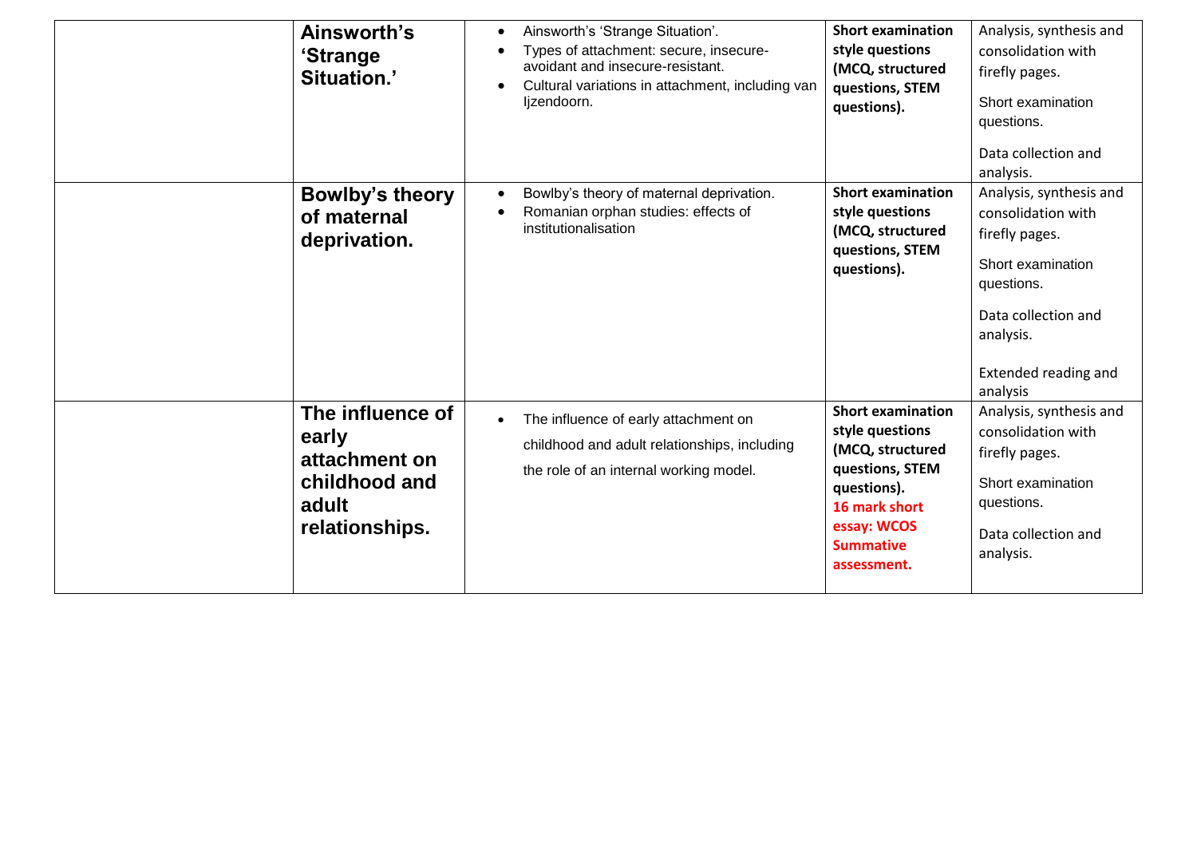| | | | | |
|---|---|---|---|---|
| | **Ainsworth's 'Strange Situation.'** | • Ainsworth's 'Strange Situation'.<br>• Types of attachment: secure, insecure-avoidant and insecure-resistant.<br>• Cultural variations in attachment, including van Ijzendoorn. | **Short examination style questions (MCQ, structured questions, STEM questions).** | Analysis, synthesis and consolidation with firefly pages.<br><br>Short examination questions.<br><br>Data collection and analysis. |
| | **Bowlby's theory of maternal deprivation.** | • Bowlby's theory of maternal deprivation.<br>• Romanian orphan studies: effects of institutionalisation | **Short examination style questions (MCQ, structured questions, STEM questions).** | Analysis, synthesis and consolidation with firefly pages.<br><br>Short examination questions.<br><br>Data collection and analysis.<br><br>Extended reading and analysis |
| | **The influence of early attachment on childhood and adult relationships.** | • The influence of early attachment on childhood and adult relationships, including the role of an internal working model. | **Short examination style questions (MCQ, structured questions, STEM questions).**<br>**16 mark short essay: WCOS Summative assessment.** | Analysis, synthesis and consolidation with firefly pages.<br><br>Short examination questions.<br><br>Data collection and analysis. |